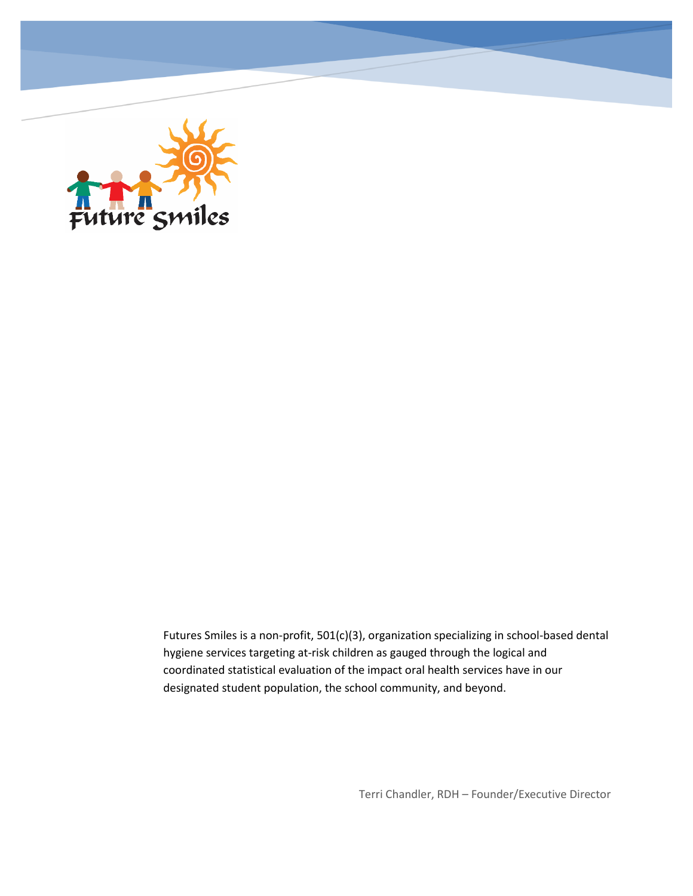Future Smiles

Futures Smiles is a non-profit, 501(c)(3), organization specializing in school-based dental hygiene services targeting at-risk children as gauged through the logical and coordinated statistical evaluation of the impact oral health services have in our designated student population, the school community, and beyond.

Terri Chandler, RDH – Founder/Executive Director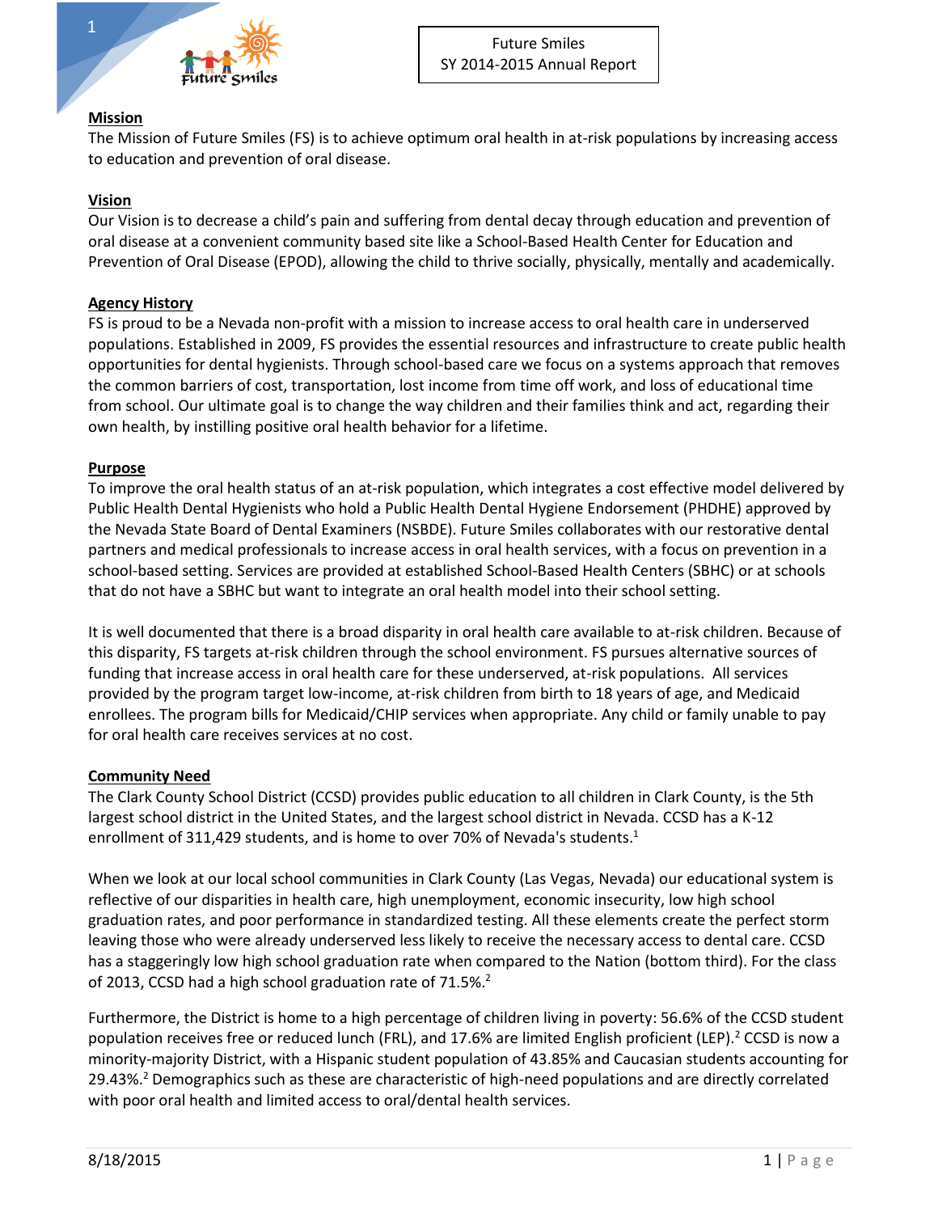Future Smiles
SY 2014-2015 Annual Report

## Mission

The Mission of Future Smiles (FS) is to achieve optimum oral health in at-risk populations by increasing access to education and prevention of oral disease.

## Vision

Our Vision is to decrease a child's pain and suffering from dental decay through education and prevention of oral disease at a convenient community based site like a School-Based Health Center for Education and Prevention of Oral Disease (EPOD), allowing the child to thrive socially, physically, mentally and academically.

## Agency History

FS is proud to be a Nevada non-profit with a mission to increase access to oral health care in underserved populations. Established in 2009, FS provides the essential resources and infrastructure to create public health opportunities for dental hygienists. Through school-based care we focus on a systems approach that removes the common barriers of cost, transportation, lost income from time off work, and loss of educational time from school. Our ultimate goal is to change the way children and their families think and act, regarding their own health, by instilling positive oral health behavior for a lifetime.

## Purpose

To improve the oral health status of an at-risk population, which integrates a cost effective model delivered by Public Health Dental Hygienists who hold a Public Health Dental Hygiene Endorsement (PHDHE) approved by the Nevada State Board of Dental Examiners (NSBDE). Future Smiles collaborates with our restorative dental partners and medical professionals to increase access in oral health services, with a focus on prevention in a school-based setting. Services are provided at established School-Based Health Centers (SBHC) or at schools that do not have a SBHC but want to integrate an oral health model into their school setting.

It is well documented that there is a broad disparity in oral health care available to at-risk children. Because of this disparity, FS targets at-risk children through the school environment. FS pursues alternative sources of funding that increase access in oral health care for these underserved, at-risk populations. All services provided by the program target low-income, at-risk children from birth to 18 years of age, and Medicaid enrollees. The program bills for Medicaid/CHIP services when appropriate. Any child or family unable to pay for oral health care receives services at no cost.

## Community Need

The Clark County School District (CCSD) provides public education to all children in Clark County, is the 5th largest school district in the United States, and the largest school district in Nevada. CCSD has a K-12 enrollment of 311,429 students, and is home to over 70% of Nevada's students.[1]

When we look at our local school communities in Clark County (Las Vegas, Nevada) our educational system is reflective of our disparities in health care, high unemployment, economic insecurity, low high school graduation rates, and poor performance in standardized testing. All these elements create the perfect storm leaving those who were already underserved less likely to receive the necessary access to dental care. CCSD has a staggeringly low high school graduation rate when compared to the Nation (bottom third). For the class of 2013, CCSD had a high school graduation rate of 71.5%.[2]

Furthermore, the District is home to a high percentage of children living in poverty: 56.6% of the CCSD student population receives free or reduced lunch (FRL), and 17.6% are limited English proficient (LEP).[2] CCSD is now a minority-majority District, with a Hispanic student population of 43.85% and Caucasian students accounting for 29.43%.[2] Demographics such as these are characteristic of high-need populations and are directly correlated with poor oral health and limited access to oral/dental health services.

8/18/2015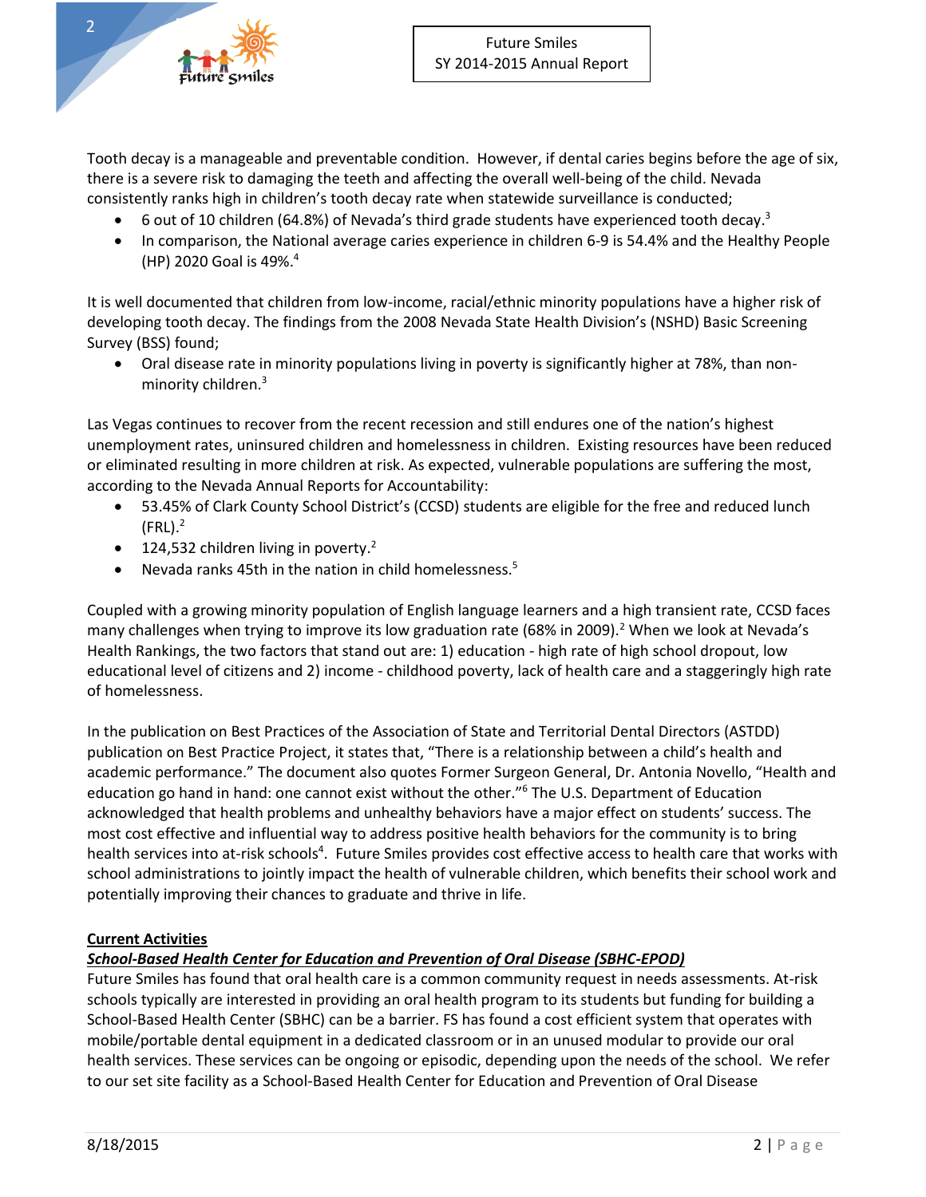Tooth decay is a manageable and preventable condition. However, if dental caries begins before the age of six, there is a severe risk to damaging the teeth and affecting the overall well-being of the child. Nevada consistently ranks high in children's tooth decay rate when statewide surveillance is conducted;

- 6 out of 10 children (64.8%) of Nevada's third grade students have experienced tooth decay.[3]
- In comparison, the National average caries experience in children 6-9 is 54.4% and the Healthy People (HP) 2020 Goal is 49%.[4]

It is well documented that children from low-income, racial/ethnic minority populations have a higher risk of developing tooth decay. The findings from the 2008 Nevada State Health Division's (NSHD) Basic Screening Survey (BSS) found;

- Oral disease rate in minority populations living in poverty is significantly higher at 78%, than non-minority children.[3]

Las Vegas continues to recover from the recent recession and still endures one of the nation's highest unemployment rates, uninsured children and homelessness in children. Existing resources have been reduced or eliminated resulting in more children at risk. As expected, vulnerable populations are suffering the most, according to the Nevada Annual Reports for Accountability:

- 53.45% of Clark County School District's (CCSD) students are eligible for the free and reduced lunch (FRL).[2]
- 124,532 children living in poverty.[2]
- Nevada ranks 45th in the nation in child homelessness.[5]

Coupled with a growing minority population of English language learners and a high transient rate, CCSD faces many challenges when trying to improve its low graduation rate (68% in 2009).[2] When we look at Nevada's Health Rankings, the two factors that stand out are: 1) education - high rate of high school dropout, low educational level of citizens and 2) income - childhood poverty, lack of health care and a staggeringly high rate of homelessness.

In the publication on Best Practices of the Association of State and Territorial Dental Directors (ASTDD) publication on Best Practice Project, it states that, "There is a relationship between a child's health and academic performance." The document also quotes Former Surgeon General, Dr. Antonia Novello, "Health and education go hand in hand: one cannot exist without the other."[6] The U.S. Department of Education acknowledged that health problems and unhealthy behaviors have a major effect on students' success. The most cost effective and influential way to address positive health behaviors for the community is to bring health services into at-risk schools[4]. Future Smiles provides cost effective access to health care that works with school administrations to jointly impact the health of vulnerable children, which benefits their school work and potentially improving their chances to graduate and thrive in life.

**Current Activities**

***School-Based Health Center for Education and Prevention of Oral Disease (SBHC-EPOD)***

Future Smiles has found that oral health care is a common community request in needs assessments. At-risk schools typically are interested in providing an oral health program to its students but funding for building a School-Based Health Center (SBHC) can be a barrier. FS has found a cost efficient system that operates with mobile/portable dental equipment in a dedicated classroom or in an unused modular to provide our oral health services. These services can be ongoing or episodic, depending upon the needs of the school. We refer to our set site facility as a School-Based Health Center for Education and Prevention of Oral Disease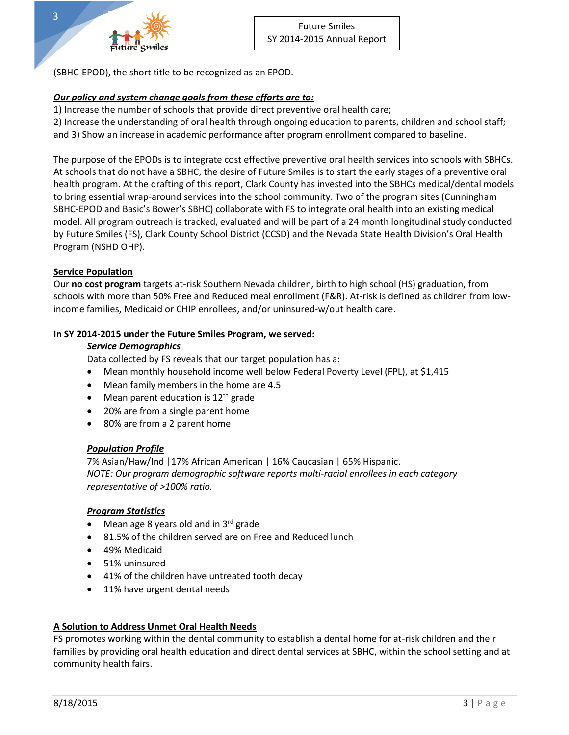(SBHC-EPOD), the short title to be recognized as an EPOD.

***Our policy and system change goals from these efforts are to:***

1) Increase the number of schools that provide direct preventive oral health care;
2) Increase the understanding of oral health through ongoing education to parents, children and school staff; and 3) Show an increase in academic performance after program enrollment compared to baseline.

The purpose of the EPODs is to integrate cost effective preventive oral health services into schools with SBHCs. At schools that do not have a SBHC, the desire of Future Smiles is to start the early stages of a preventive oral health program. At the drafting of this report, Clark County has invested into the SBHCs medical/dental models to bring essential wrap-around services into the school community. Two of the program sites (Cunningham SBHC-EPOD and Basic's Bower's SBHC) collaborate with FS to integrate oral health into an existing medical model. All program outreach is tracked, evaluated and will be part of a 24 month longitudinal study conducted by Future Smiles (FS), Clark County School District (CCSD) and the Nevada State Health Division's Oral Health Program (NSHD OHP).

**Service Population**

Our **no cost program** targets at-risk Southern Nevada children, birth to high school (HS) graduation, from schools with more than 50% Free and Reduced meal enrollment (F&R). At-risk is defined as children from low-income families, Medicaid or CHIP enrollees, and/or uninsured-w/out health care.

**In SY 2014-2015 under the Future Smiles Program, we served:**

***Service Demographics***

Data collected by FS reveals that our target population has a:

- Mean monthly household income well below Federal Poverty Level (FPL), at $1,415
- Mean family members in the home are 4.5
- Mean parent education is 12th grade
- 20% are from a single parent home
- 80% are from a 2 parent home

***Population Profile***

7% Asian/Haw/Ind |17% African American | 16% Caucasian | 65% Hispanic.
*NOTE: Our program demographic software reports multi-racial enrollees in each category representative of >100% ratio.*

***Program Statistics***

- Mean age 8 years old and in 3rd grade
- 81.5% of the children served are on Free and Reduced lunch
- 49% Medicaid
- 51% uninsured
- 41% of the children have untreated tooth decay
- 11% have urgent dental needs

**A Solution to Address Unmet Oral Health Needs**

FS promotes working within the dental community to establish a dental home for at-risk children and their families by providing oral health education and direct dental services at SBHC, within the school setting and at community health fairs.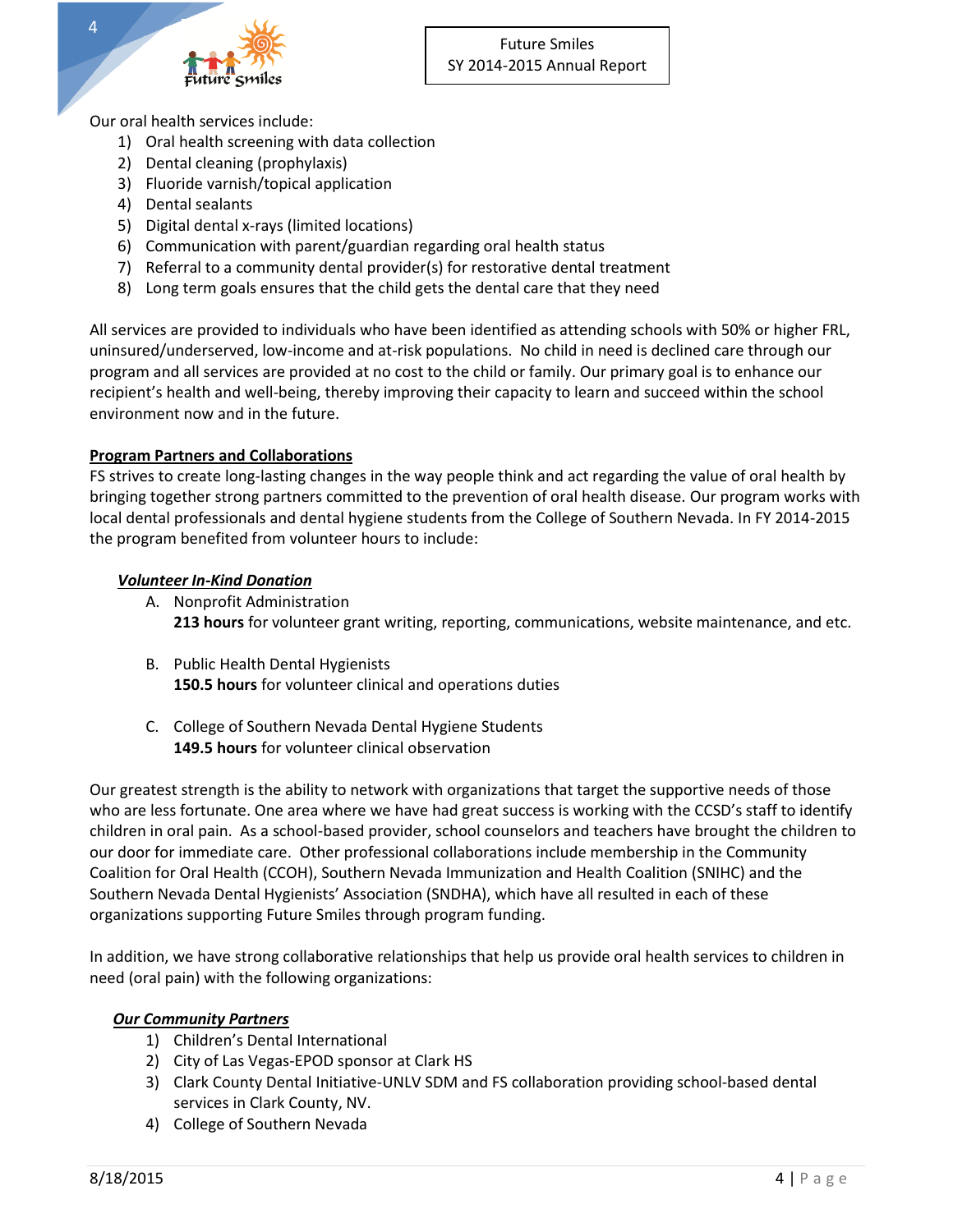Our oral health services include:

1) Oral health screening with data collection
2) Dental cleaning (prophylaxis)
3) Fluoride varnish/topical application
4) Dental sealants
5) Digital dental x-rays (limited locations)
6) Communication with parent/guardian regarding oral health status
7) Referral to a community dental provider(s) for restorative dental treatment
8) Long term goals ensures that the child gets the dental care that they need

All services are provided to individuals who have been identified as attending schools with 50% or higher FRL, uninsured/underserved, low-income and at-risk populations. No child in need is declined care through our program and all services are provided at no cost to the child or family. Our primary goal is to enhance our recipient's health and well-being, thereby improving their capacity to learn and succeed within the school environment now and in the future.

**Program Partners and Collaborations**

FS strives to create long-lasting changes in the way people think and act regarding the value of oral health by bringing together strong partners committed to the prevention of oral health disease. Our program works with local dental professionals and dental hygiene students from the College of Southern Nevada. In FY 2014-2015 the program benefited from volunteer hours to include:

***Volunteer In-Kind Donation***

A. Nonprofit Administration
   **213 hours** for volunteer grant writing, reporting, communications, website maintenance, and etc.

B. Public Health Dental Hygienists
   **150.5 hours** for volunteer clinical and operations duties

C. College of Southern Nevada Dental Hygiene Students
   **149.5 hours** for volunteer clinical observation

Our greatest strength is the ability to network with organizations that target the supportive needs of those who are less fortunate. One area where we have had great success is working with the CCSD's staff to identify children in oral pain. As a school-based provider, school counselors and teachers have brought the children to our door for immediate care. Other professional collaborations include membership in the Community Coalition for Oral Health (CCOH), Southern Nevada Immunization and Health Coalition (SNIHC) and the Southern Nevada Dental Hygienists' Association (SNDHA), which have all resulted in each of these organizations supporting Future Smiles through program funding.

In addition, we have strong collaborative relationships that help us provide oral health services to children in need (oral pain) with the following organizations:

***Our Community Partners***

1) Children's Dental International
2) City of Las Vegas-EPOD sponsor at Clark HS
3) Clark County Dental Initiative-UNLV SDM and FS collaboration providing school-based dental services in Clark County, NV.
4) College of Southern Nevada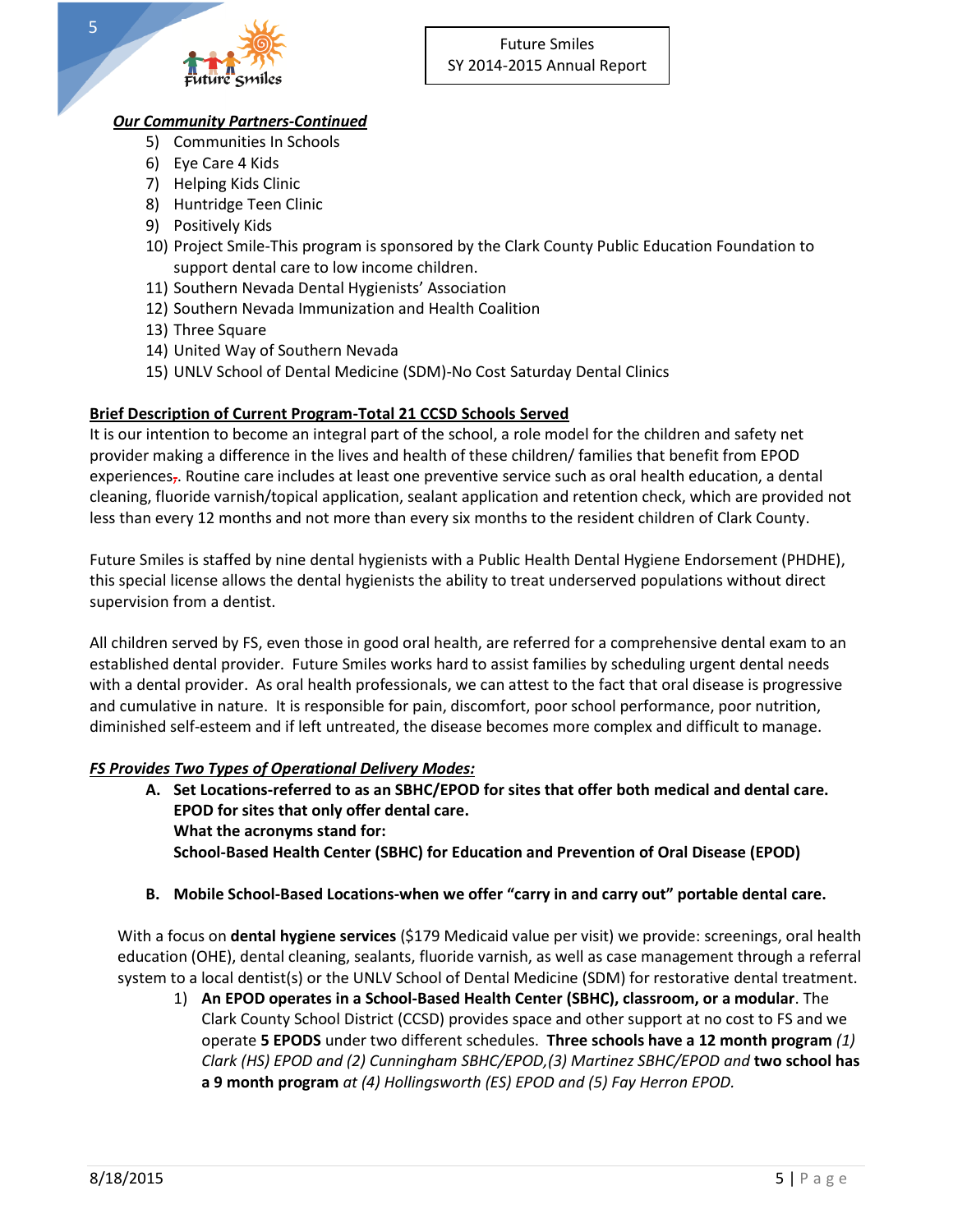***Our Community Partners-Continued***

5) Communities In Schools
6) Eye Care 4 Kids
7) Helping Kids Clinic
8) Huntridge Teen Clinic
9) Positively Kids
10) Project Smile-This program is sponsored by the Clark County Public Education Foundation to support dental care to low income children.
11) Southern Nevada Dental Hygienists' Association
12) Southern Nevada Immunization and Health Coalition
13) Three Square
14) United Way of Southern Nevada
15) UNLV School of Dental Medicine (SDM)-No Cost Saturday Dental Clinics

**Brief Description of Current Program-Total 21 CCSD Schools Served**

It is our intention to become an integral part of the school, a role model for the children and safety net provider making a difference in the lives and health of these children/ families that benefit from EPOD experiences,. Routine care includes at least one preventive service such as oral health education, a dental cleaning, fluoride varnish/topical application, sealant application and retention check, which are provided not less than every 12 months and not more than every six months to the resident children of Clark County.

Future Smiles is staffed by nine dental hygienists with a Public Health Dental Hygiene Endorsement (PHDHE), this special license allows the dental hygienists the ability to treat underserved populations without direct supervision from a dentist.

All children served by FS, even those in good oral health, are referred for a comprehensive dental exam to an established dental provider. Future Smiles works hard to assist families by scheduling urgent dental needs with a dental provider. As oral health professionals, we can attest to the fact that oral disease is progressive and cumulative in nature. It is responsible for pain, discomfort, poor school performance, poor nutrition, diminished self-esteem and if left untreated, the disease becomes more complex and difficult to manage.

***FS Provides Two Types of Operational Delivery Modes:***

A. **Set Locations-referred to as an SBHC/EPOD for sites that offer both medical and dental care. EPOD for sites that only offer dental care.**
   **What the acronyms stand for:**
   **School-Based Health Center (SBHC) for Education and Prevention of Oral Disease (EPOD)**

B. **Mobile School-Based Locations-when we offer "carry in and carry out" portable dental care.**

With a focus on **dental hygiene services** ($179 Medicaid value per visit) we provide: screenings, oral health education (OHE), dental cleaning, sealants, fluoride varnish, as well as case management through a referral system to a local dentist(s) or the UNLV School of Dental Medicine (SDM) for restorative dental treatment.

1) **An EPOD operates in a School-Based Health Center (SBHC), classroom, or a modular**. The Clark County School District (CCSD) provides space and other support at no cost to FS and we operate **5 EPODS** under two different schedules. **Three schools have a 12 month program** *(1) Clark (HS) EPOD and (2) Cunningham SBHC/EPOD,(3) Martinez SBHC/EPOD and* **two school has a 9 month program** *at (4) Hollingsworth (ES) EPOD and (5) Fay Herron EPOD.*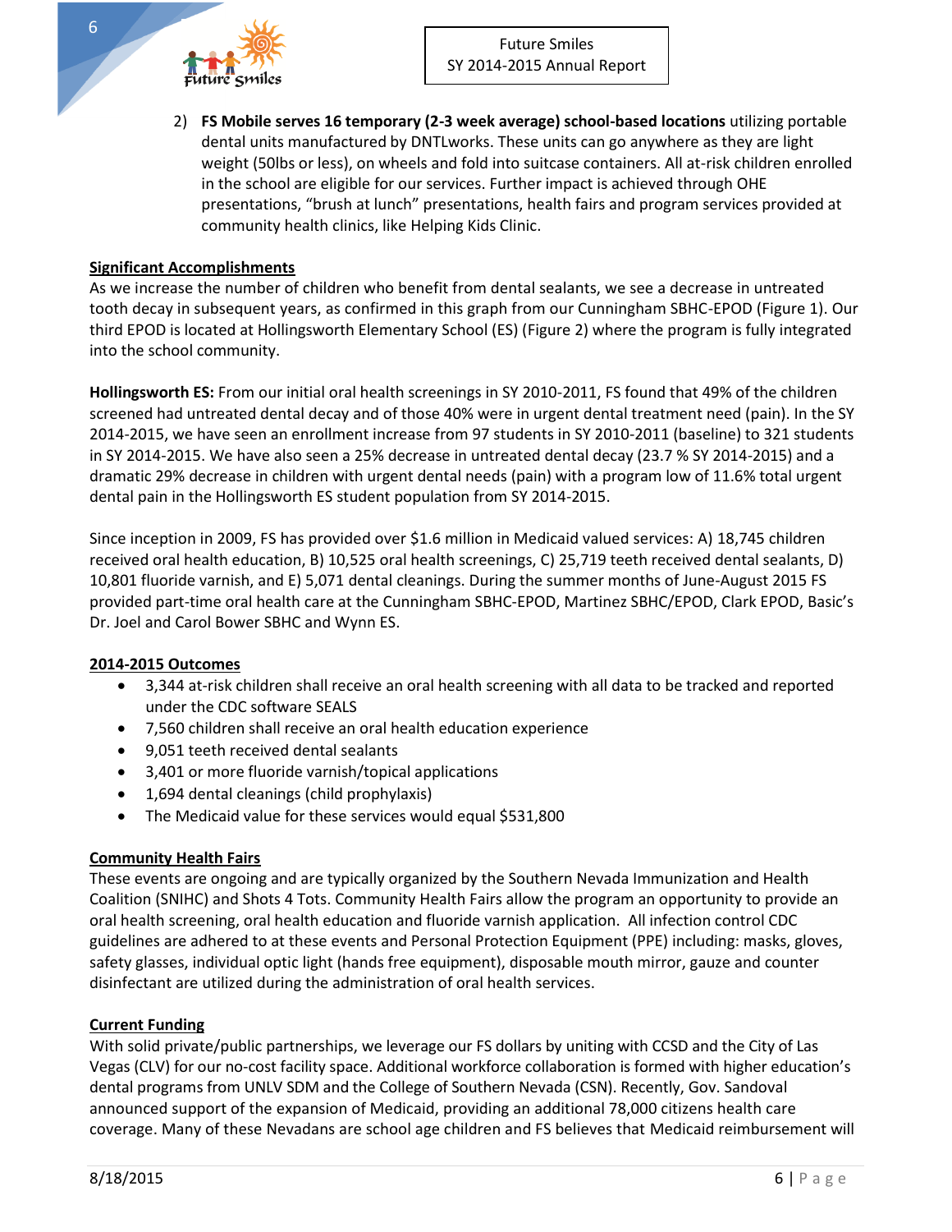2) **FS Mobile serves 16 temporary (2-3 week average) school-based locations** utilizing portable dental units manufactured by DNTLworks. These units can go anywhere as they are light weight (50lbs or less), on wheels and fold into suitcase containers. All at-risk children enrolled in the school are eligible for our services. Further impact is achieved through OHE presentations, "brush at lunch" presentations, health fairs and program services provided at community health clinics, like Helping Kids Clinic.

## Significant Accomplishments

As we increase the number of children who benefit from dental sealants, we see a decrease in untreated tooth decay in subsequent years, as confirmed in this graph from our Cunningham SBHC-EPOD (Figure 1). Our third EPOD is located at Hollingsworth Elementary School (ES) (Figure 2) where the program is fully integrated into the school community.

**Hollingsworth ES:** From our initial oral health screenings in SY 2010-2011, FS found that 49% of the children screened had untreated dental decay and of those 40% were in urgent dental treatment need (pain). In the SY 2014-2015, we have seen an enrollment increase from 97 students in SY 2010-2011 (baseline) to 321 students in SY 2014-2015. We have also seen a 25% decrease in untreated dental decay (23.7 % SY 2014-2015) and a dramatic 29% decrease in children with urgent dental needs (pain) with a program low of 11.6% total urgent dental pain in the Hollingsworth ES student population from SY 2014-2015.

Since inception in 2009, FS has provided over $1.6 million in Medicaid valued services: A) 18,745 children received oral health education, B) 10,525 oral health screenings, C) 25,719 teeth received dental sealants, D) 10,801 fluoride varnish, and E) 5,071 dental cleanings. During the summer months of June-August 2015 FS provided part-time oral health care at the Cunningham SBHC-EPOD, Martinez SBHC/EPOD, Clark EPOD, Basic's Dr. Joel and Carol Bower SBHC and Wynn ES.

## 2014-2015 Outcomes

- 3,344 at-risk children shall receive an oral health screening with all data to be tracked and reported under the CDC software SEALS
- 7,560 children shall receive an oral health education experience
- 9,051 teeth received dental sealants
- 3,401 or more fluoride varnish/topical applications
- 1,694 dental cleanings (child prophylaxis)
- The Medicaid value for these services would equal $531,800

## Community Health Fairs

These events are ongoing and are typically organized by the Southern Nevada Immunization and Health Coalition (SNIHC) and Shots 4 Tots. Community Health Fairs allow the program an opportunity to provide an oral health screening, oral health education and fluoride varnish application. All infection control CDC guidelines are adhered to at these events and Personal Protection Equipment (PPE) including: masks, gloves, safety glasses, individual optic light (hands free equipment), disposable mouth mirror, gauze and counter disinfectant are utilized during the administration of oral health services.

## Current Funding

With solid private/public partnerships, we leverage our FS dollars by uniting with CCSD and the City of Las Vegas (CLV) for our no-cost facility space. Additional workforce collaboration is formed with higher education's dental programs from UNLV SDM and the College of Southern Nevada (CSN). Recently, Gov. Sandoval announced support of the expansion of Medicaid, providing an additional 78,000 citizens health care coverage. Many of these Nevadans are school age children and FS believes that Medicaid reimbursement will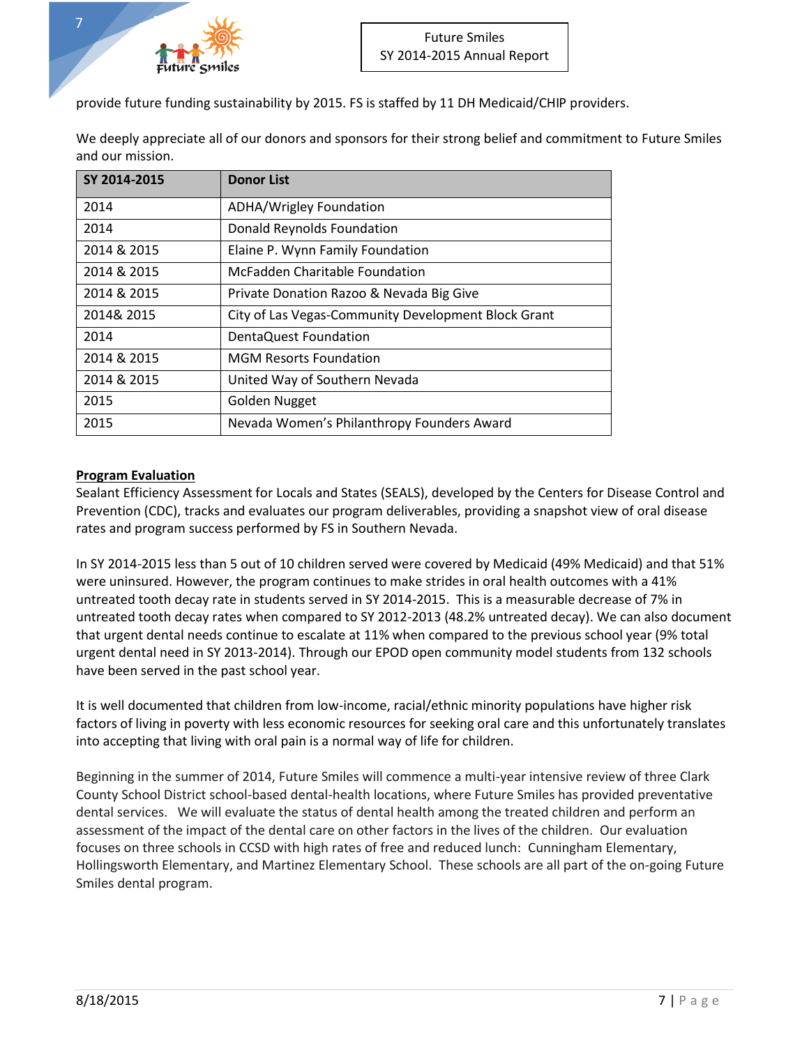provide future funding sustainability by 2015. FS is staffed by 11 DH Medicaid/CHIP providers.

We deeply appreciate all of our donors and sponsors for their strong belief and commitment to Future Smiles and our mission.

| SY 2014-2015 | Donor List |
|---|---|
| 2014 | ADHA/Wrigley Foundation |
| 2014 | Donald Reynolds Foundation |
| 2014 & 2015 | Elaine P. Wynn Family Foundation |
| 2014 & 2015 | McFadden Charitable Foundation |
| 2014 & 2015 | Private Donation Razoo & Nevada Big Give |
| 2014& 2015 | City of Las Vegas-Community Development Block Grant |
| 2014 | DentaQuest Foundation |
| 2014 & 2015 | MGM Resorts Foundation |
| 2014 & 2015 | United Way of Southern Nevada |
| 2015 | Golden Nugget |
| 2015 | Nevada Women's Philanthropy Founders Award |

**Program Evaluation**

Sealant Efficiency Assessment for Locals and States (SEALS), developed by the Centers for Disease Control and Prevention (CDC), tracks and evaluates our program deliverables, providing a snapshot view of oral disease rates and program success performed by FS in Southern Nevada.

In SY 2014-2015 less than 5 out of 10 children served were covered by Medicaid (49% Medicaid) and that 51% were uninsured. However, the program continues to make strides in oral health outcomes with a 41% untreated tooth decay rate in students served in SY 2014-2015. This is a measurable decrease of 7% in untreated tooth decay rates when compared to SY 2012-2013 (48.2% untreated decay). We can also document that urgent dental needs continue to escalate at 11% when compared to the previous school year (9% total urgent dental need in SY 2013-2014). Through our EPOD open community model students from 132 schools have been served in the past school year.

It is well documented that children from low-income, racial/ethnic minority populations have higher risk factors of living in poverty with less economic resources for seeking oral care and this unfortunately translates into accepting that living with oral pain is a normal way of life for children.

Beginning in the summer of 2014, Future Smiles will commence a multi-year intensive review of three Clark County School District school-based dental-health locations, where Future Smiles has provided preventative dental services. We will evaluate the status of dental health among the treated children and perform an assessment of the impact of the dental care on other factors in the lives of the children. Our evaluation focuses on three schools in CCSD with high rates of free and reduced lunch: Cunningham Elementary, Hollingsworth Elementary, and Martinez Elementary School. These schools are all part of the on-going Future Smiles dental program.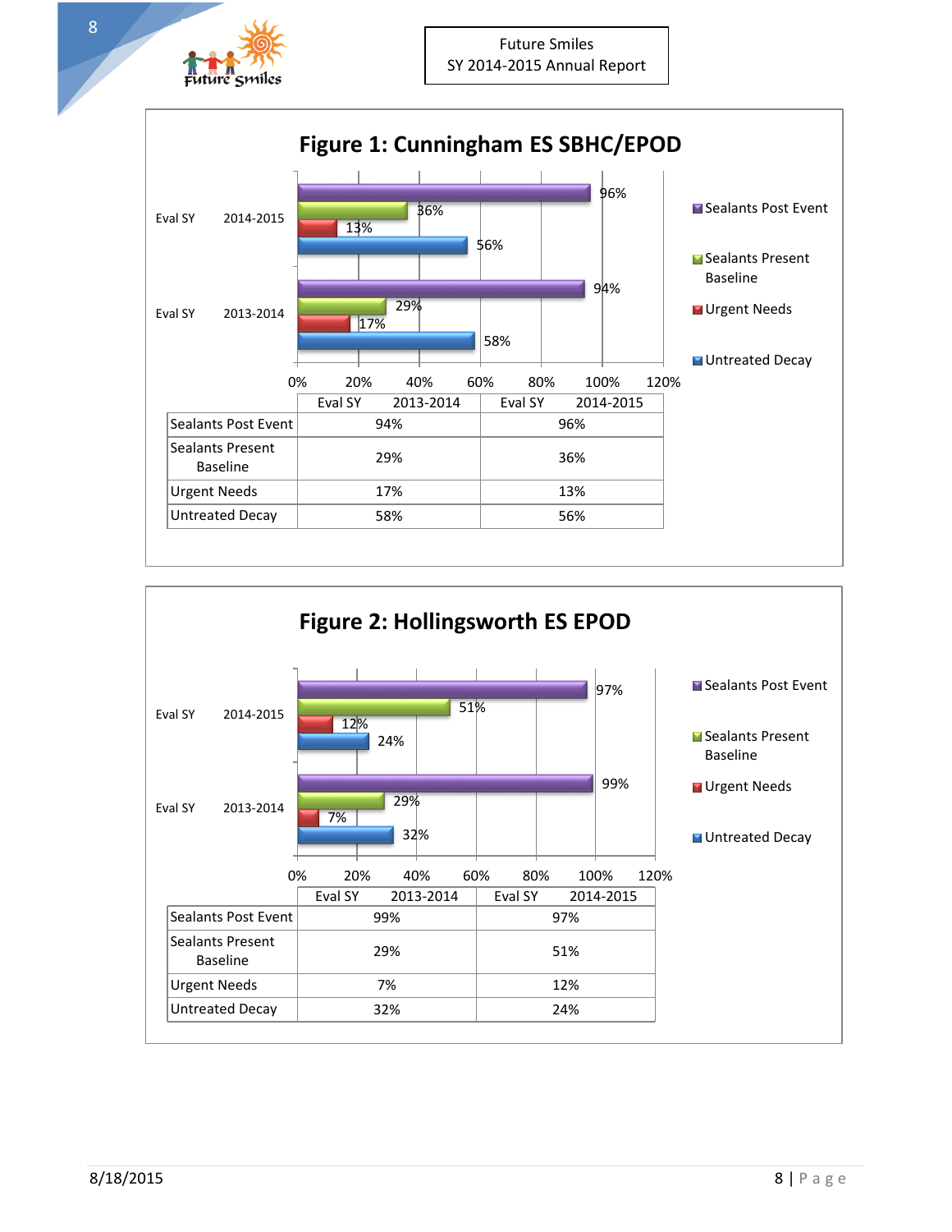## Figure 1: Cunningham ES SBHC/EPOD

| | Eval SY 2013-2014 | Eval SY 2014-2015 |
|---|---|---|
| Sealants Post Event | 94% | 96% |
| Sealants Present Baseline | 29% | 36% |
| Urgent Needs | 17% | 13% |
| Untreated Decay | 58% | 56% |

## Figure 2: Hollingsworth ES EPOD

| | Eval SY 2013-2014 | Eval SY 2014-2015 |
|---|---|---|
| Sealants Post Event | 99% | 97% |
| Sealants Present Baseline | 29% | 51% |
| Urgent Needs | 7% | 12% |
| Untreated Decay | 32% | 24% |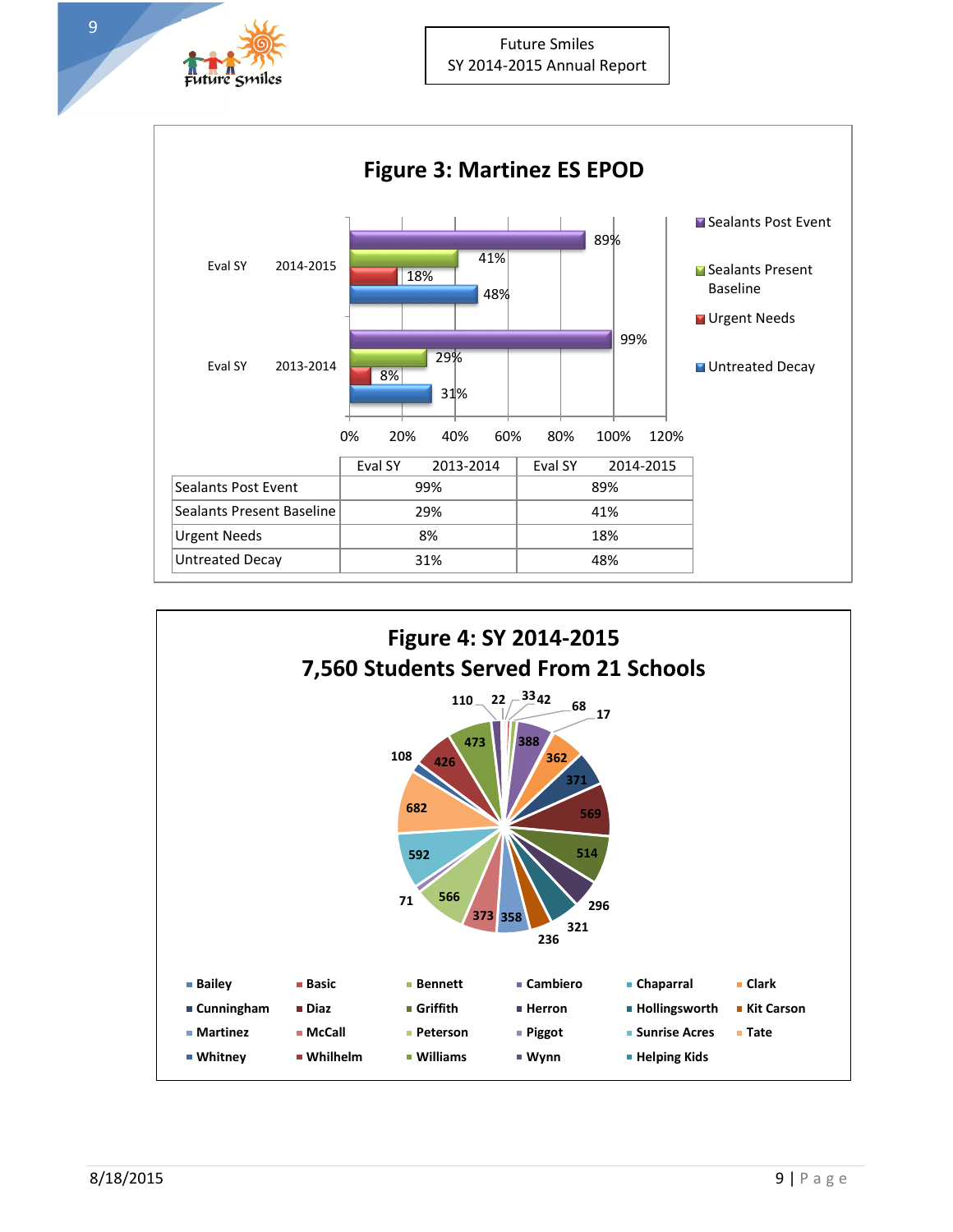## Figure 3: Martinez ES EPOD

| | Eval SY 2013-2014 | Eval SY 2014-2015 |
|---|---|---|
| Sealants Post Event | 99% | 89% |
| Sealants Present Baseline | 29% | 41% |
| Urgent Needs | 8% | 18% |
| Untreated Decay | 31% | 48% |

## Figure 4: SY 2014-2015
## 7,560 Students Served From 21 Schools

Bailey, Basic, Bennett, Cambiero, Chaparral, Clark, Cunningham, Diaz, Griffith, Herron, Hollingsworth, Kit Carson, Martinez, McCall, Peterson, Piggot, Sunrise Acres, Tate, Whitney, Whilhelm, Williams, Wynn, Helping Kids

Values shown: 110, 22, 33, 42, 68, 17, 388, 362, 371, 569, 514, 296, 321, 236, 358, 373, 566, 71, 592, 682, 108, 426, 473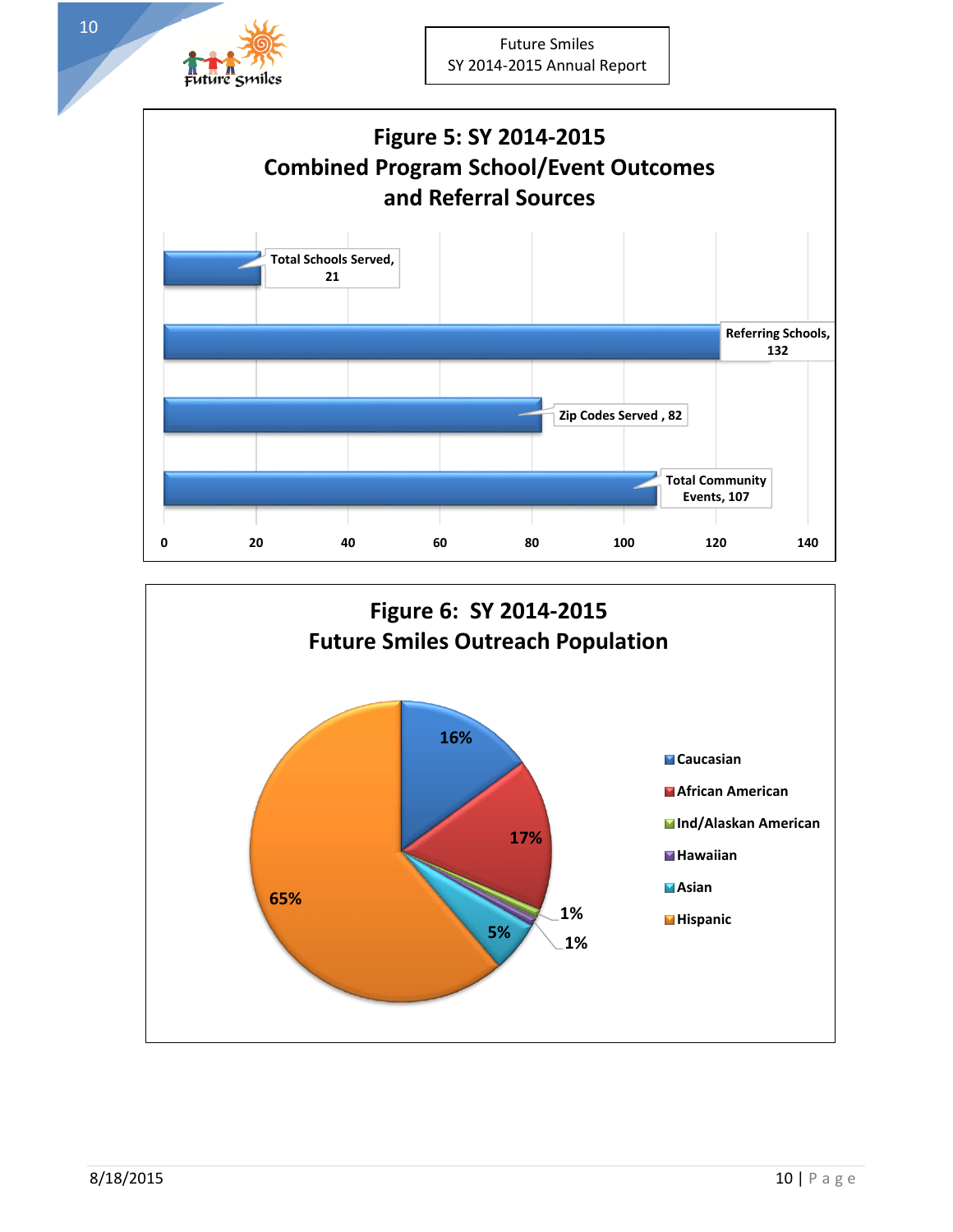**Figure 5: SY 2014-2015**
**Combined Program School/Event Outcomes and Referral Sources**

| Category | Value |
|---|---|
| Total Schools Served | 21 |
| Referring Schools | 132 |
| Zip Codes Served | 82 |
| Total Community Events | 107 |

**Figure 6: SY 2014-2015**
**Future Smiles Outreach Population**

| Population | Percentage |
|---|---|
| Caucasian | 16% |
| African American | 17% |
| Ind/Alaskan American | 1% |
| Hawaiian | 1% |
| Asian | 5% |
| Hispanic | 65% |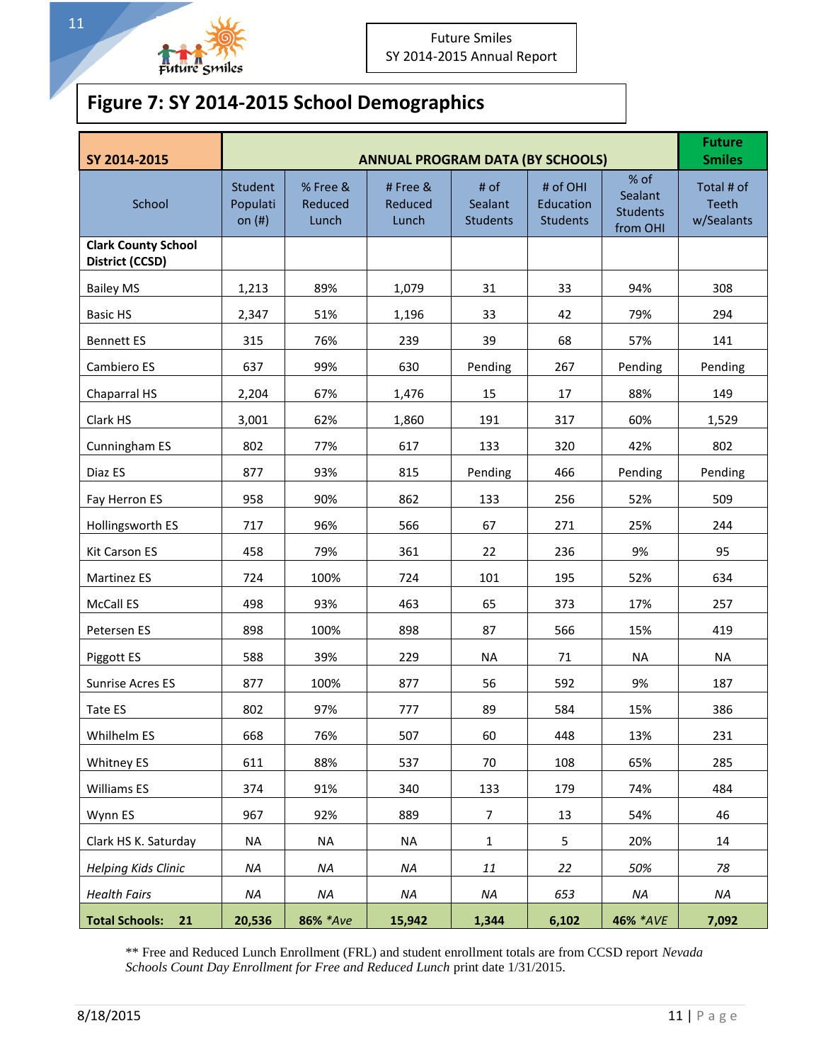# Figure 7: SY 2014-2015 School Demographics

| SY 2014-2015 | ANNUAL PROGRAM DATA (BY SCHOOLS) | | | | | | Future Smiles |
|---|---|---|---|---|---|---|---|
| School | Student Population (#) | % Free & Reduced Lunch | # Free & Reduced Lunch | # of Sealant Students | # of OHI Education Students | % of Sealant Students from OHI | Total # of Teeth w/Sealants |
| **Clark County School District (CCSD)** | | | | | | | |
| Bailey MS | 1,213 | 89% | 1,079 | 31 | 33 | 94% | 308 |
| Basic HS | 2,347 | 51% | 1,196 | 33 | 42 | 79% | 294 |
| Bennett ES | 315 | 76% | 239 | 39 | 68 | 57% | 141 |
| Cambiero ES | 637 | 99% | 630 | Pending | 267 | Pending | Pending |
| Chaparral HS | 2,204 | 67% | 1,476 | 15 | 17 | 88% | 149 |
| Clark HS | 3,001 | 62% | 1,860 | 191 | 317 | 60% | 1,529 |
| Cunningham ES | 802 | 77% | 617 | 133 | 320 | 42% | 802 |
| Diaz ES | 877 | 93% | 815 | Pending | 466 | Pending | Pending |
| Fay Herron ES | 958 | 90% | 862 | 133 | 256 | 52% | 509 |
| Hollingsworth ES | 717 | 96% | 566 | 67 | 271 | 25% | 244 |
| Kit Carson ES | 458 | 79% | 361 | 22 | 236 | 9% | 95 |
| Martinez ES | 724 | 100% | 724 | 101 | 195 | 52% | 634 |
| McCall ES | 498 | 93% | 463 | 65 | 373 | 17% | 257 |
| Petersen ES | 898 | 100% | 898 | 87 | 566 | 15% | 419 |
| Piggott ES | 588 | 39% | 229 | NA | 71 | NA | NA |
| Sunrise Acres ES | 877 | 100% | 877 | 56 | 592 | 9% | 187 |
| Tate ES | 802 | 97% | 777 | 89 | 584 | 15% | 386 |
| Whilhelm ES | 668 | 76% | 507 | 60 | 448 | 13% | 231 |
| Whitney ES | 611 | 88% | 537 | 70 | 108 | 65% | 285 |
| Williams ES | 374 | 91% | 340 | 133 | 179 | 74% | 484 |
| Wynn ES | 967 | 92% | 889 | 7 | 13 | 54% | 46 |
| Clark HS K. Saturday | NA | NA | NA | 1 | 5 | 20% | 14 |
| *Helping Kids Clinic* | *NA* | *NA* | *NA* | *11* | *22* | *50%* | *78* |
| *Health Fairs* | *NA* | *NA* | *NA* | *NA* | *653* | *NA* | *NA* |
| **Total Schools: 21** | **20,536** | **86%** *\*Ave* | **15,942** | **1,344** | **6,102** | **46%** *\*AVE* | **7,092** |

** Free and Reduced Lunch Enrollment (FRL) and student enrollment totals are from CCSD report *Nevada Schools Count Day Enrollment for Free and Reduced Lunch* print date 1/31/2015.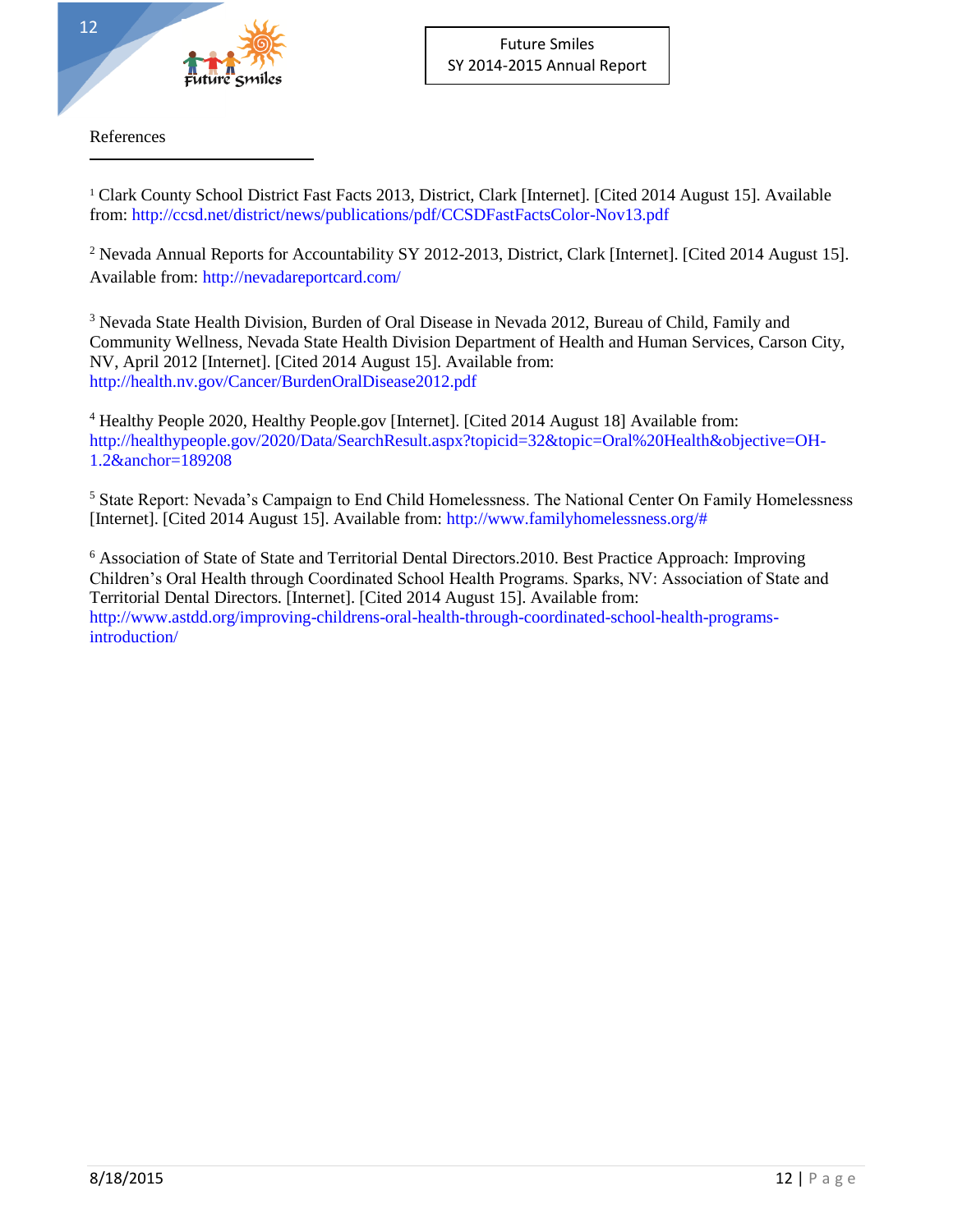## References

[1] Clark County School District Fast Facts 2013, District, Clark [Internet]. [Cited 2014 August 15]. Available from: http://ccsd.net/district/news/publications/pdf/CCSDFastFactsColor-Nov13.pdf

[2] Nevada Annual Reports for Accountability SY 2012-2013, District, Clark [Internet]. [Cited 2014 August 15]. Available from: http://nevadareportcard.com/

[3] Nevada State Health Division, Burden of Oral Disease in Nevada 2012, Bureau of Child, Family and Community Wellness, Nevada State Health Division Department of Health and Human Services, Carson City, NV, April 2012 [Internet]. [Cited 2014 August 15]. Available from: http://health.nv.gov/Cancer/BurdenOralDisease2012.pdf

[4] Healthy People 2020, Healthy People.gov [Internet]. [Cited 2014 August 18] Available from: http://healthypeople.gov/2020/Data/SearchResult.aspx?topicid=32&topic=Oral%20Health&objective=OH-1.2&anchor=189208

[5] State Report: Nevada's Campaign to End Child Homelessness. The National Center On Family Homelessness [Internet]. [Cited 2014 August 15]. Available from: http://www.familyhomelessness.org/#

[6] Association of State of State and Territorial Dental Directors.2010. Best Practice Approach: Improving Children's Oral Health through Coordinated School Health Programs. Sparks, NV: Association of State and Territorial Dental Directors. [Internet]. [Cited 2014 August 15]. Available from: http://www.astdd.org/improving-childrens-oral-health-through-coordinated-school-health-programs-introduction/